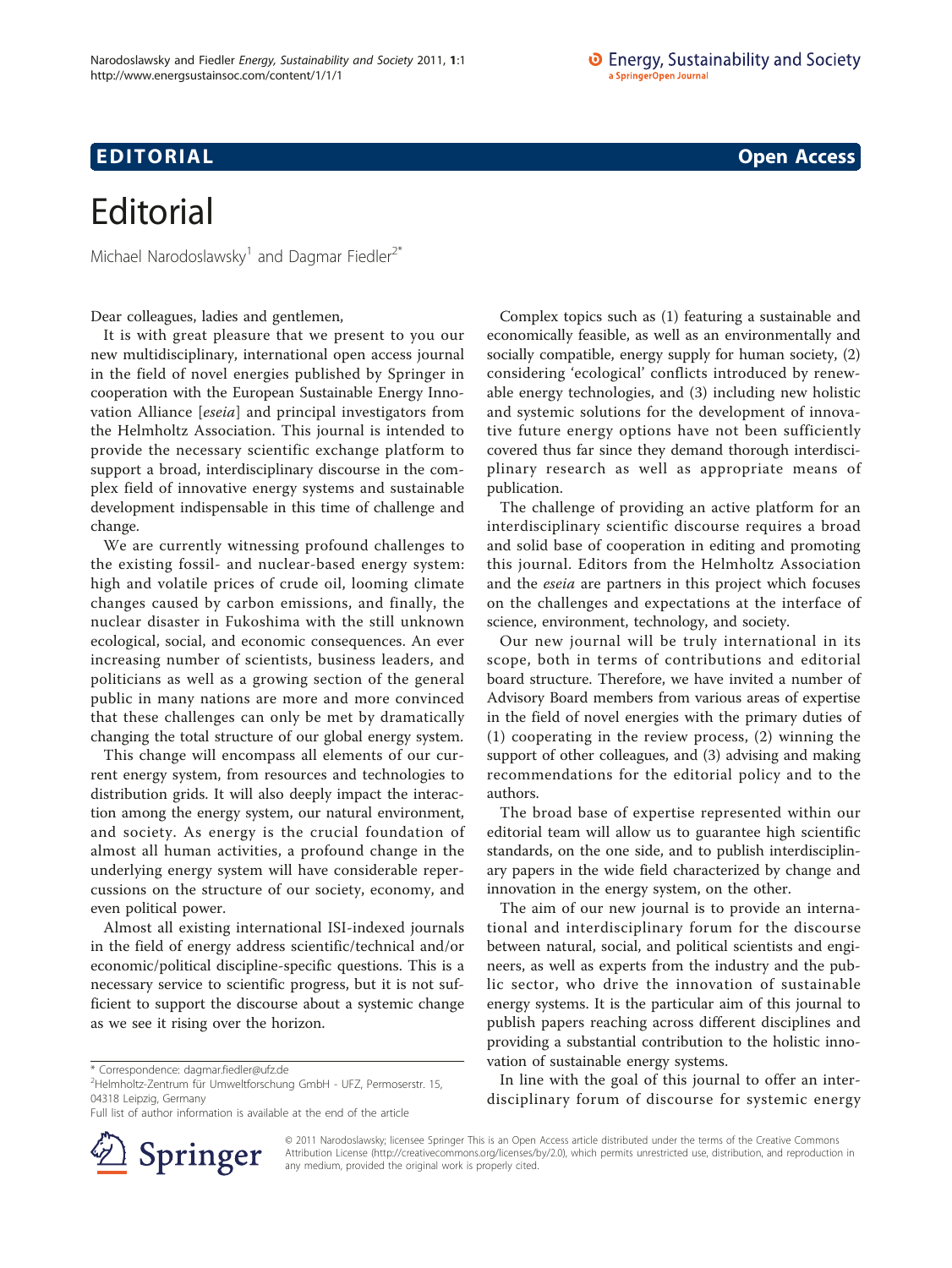# Editorial

Michael Narodoslawsky[1] and Dagmar Fiedler[2*]

Dear colleagues, ladies and gentlemen,

It is with great pleasure that we present to you our new multidisciplinary, international open access journal in the field of novel energies published by Springer in cooperation with the European Sustainable Energy Innovation Alliance [*eseia*] and principal investigators from the Helmholtz Association. This journal is intended to provide the necessary scientific exchange platform to support a broad, interdisciplinary discourse in the complex field of innovative energy systems and sustainable development indispensable in this time of challenge and change.

We are currently witnessing profound challenges to the existing fossil- and nuclear-based energy system: high and volatile prices of crude oil, looming climate changes caused by carbon emissions, and finally, the nuclear disaster in Fukoshima with the still unknown ecological, social, and economic consequences. An ever increasing number of scientists, business leaders, and politicians as well as a growing section of the general public in many nations are more and more convinced that these challenges can only be met by dramatically changing the total structure of our global energy system.

This change will encompass all elements of our current energy system, from resources and technologies to distribution grids. It will also deeply impact the interaction among the energy system, our natural environment, and society. As energy is the crucial foundation of almost all human activities, a profound change in the underlying energy system will have considerable repercussions on the structure of our society, economy, and even political power.

Almost all existing international ISI-indexed journals in the field of energy address scientific/technical and/or economic/political discipline-specific questions. This is a necessary service to scientific progress, but it is not sufficient to support the discourse about a systemic change as we see it rising over the horizon.

Complex topics such as (1) featuring a sustainable and economically feasible, as well as an environmentally and socially compatible, energy supply for human society, (2) considering 'ecological' conflicts introduced by renewable energy technologies, and (3) including new holistic and systemic solutions for the development of innovative future energy options have not been sufficiently covered thus far since they demand thorough interdisciplinary research as well as appropriate means of publication.

The challenge of providing an active platform for an interdisciplinary scientific discourse requires a broad and solid base of cooperation in editing and promoting this journal. Editors from the Helmholtz Association and the *eseia* are partners in this project which focuses on the challenges and expectations at the interface of science, environment, technology, and society.

Our new journal will be truly international in its scope, both in terms of contributions and editorial board structure. Therefore, we have invited a number of Advisory Board members from various areas of expertise in the field of novel energies with the primary duties of (1) cooperating in the review process, (2) winning the support of other colleagues, and (3) advising and making recommendations for the editorial policy and to the authors.

The broad base of expertise represented within our editorial team will allow us to guarantee high scientific standards, on the one side, and to publish interdisciplinary papers in the wide field characterized by change and innovation in the energy system, on the other.

The aim of our new journal is to provide an international and interdisciplinary forum for the discourse between natural, social, and political scientists and engineers, as well as experts from the industry and the public sector, who drive the innovation of sustainable energy systems. It is the particular aim of this journal to publish papers reaching across different disciplines and providing a substantial contribution to the holistic innovation of sustainable energy systems.

In line with the goal of this journal to offer an interdisciplinary forum of discourse for systemic energy

\* Correspondence: dagmar.fiedler@ufz.de
[2]Helmholtz-Zentrum für Umweltforschung GmbH - UFZ, Permoserstr. 15, 04318 Leipzig, Germany
Full list of author information is available at the end of the article

© 2011 Narodoslawsky; licensee Springer This is an Open Access article distributed under the terms of the Creative Commons Attribution License (http://creativecommons.org/licenses/by/2.0), which permits unrestricted use, distribution, and reproduction in any medium, provided the original work is properly cited.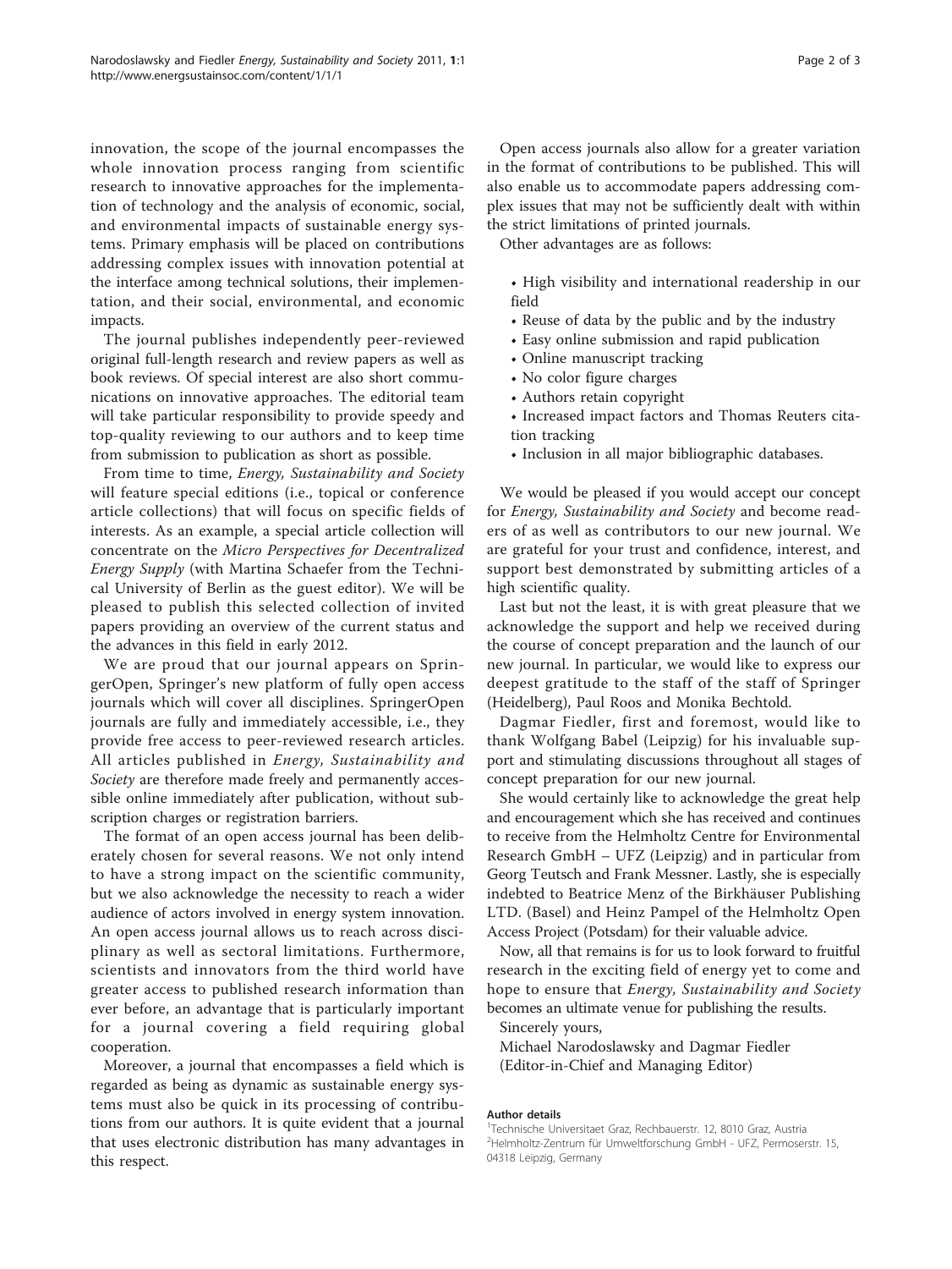innovation, the scope of the journal encompasses the whole innovation process ranging from scientific research to innovative approaches for the implementation of technology and the analysis of economic, social, and environmental impacts of sustainable energy systems. Primary emphasis will be placed on contributions addressing complex issues with innovation potential at the interface among technical solutions, their implementation, and their social, environmental, and economic impacts.

The journal publishes independently peer-reviewed original full-length research and review papers as well as book reviews. Of special interest are also short communications on innovative approaches. The editorial team will take particular responsibility to provide speedy and top-quality reviewing to our authors and to keep time from submission to publication as short as possible.

From time to time, *Energy, Sustainability and Society* will feature special editions (i.e., topical or conference article collections) that will focus on specific fields of interests. As an example, a special article collection will concentrate on the *Micro Perspectives for Decentralized Energy Supply* (with Martina Schaefer from the Technical University of Berlin as the guest editor). We will be pleased to publish this selected collection of invited papers providing an overview of the current status and the advances in this field in early 2012.

We are proud that our journal appears on SpringerOpen, Springer's new platform of fully open access journals which will cover all disciplines. SpringerOpen journals are fully and immediately accessible, i.e., they provide free access to peer-reviewed research articles. All articles published in *Energy, Sustainability and Society* are therefore made freely and permanently accessible online immediately after publication, without subscription charges or registration barriers.

The format of an open access journal has been deliberately chosen for several reasons. We not only intend to have a strong impact on the scientific community, but we also acknowledge the necessity to reach a wider audience of actors involved in energy system innovation. An open access journal allows us to reach across disciplinary as well as sectoral limitations. Furthermore, scientists and innovators from the third world have greater access to published research information than ever before, an advantage that is particularly important for a journal covering a field requiring global cooperation.

Moreover, a journal that encompasses a field which is regarded as being as dynamic as sustainable energy systems must also be quick in its processing of contributions from our authors. It is quite evident that a journal that uses electronic distribution has many advantages in this respect.

Open access journals also allow for a greater variation in the format of contributions to be published. This will also enable us to accommodate papers addressing complex issues that may not be sufficiently dealt with within the strict limitations of printed journals.

Other advantages are as follows:

- High visibility and international readership in our field
- Reuse of data by the public and by the industry
- Easy online submission and rapid publication
- Online manuscript tracking
- No color figure charges
- Authors retain copyright
- Increased impact factors and Thomas Reuters citation tracking
- Inclusion in all major bibliographic databases.

We would be pleased if you would accept our concept for *Energy, Sustainability and Society* and become readers of as well as contributors to our new journal. We are grateful for your trust and confidence, interest, and support best demonstrated by submitting articles of a high scientific quality.

Last but not the least, it is with great pleasure that we acknowledge the support and help we received during the course of concept preparation and the launch of our new journal. In particular, we would like to express our deepest gratitude to the staff of the staff of Springer (Heidelberg), Paul Roos and Monika Bechtold.

Dagmar Fiedler, first and foremost, would like to thank Wolfgang Babel (Leipzig) for his invaluable support and stimulating discussions throughout all stages of concept preparation for our new journal.

She would certainly like to acknowledge the great help and encouragement which she has received and continues to receive from the Helmholtz Centre for Environmental Research GmbH – UFZ (Leipzig) and in particular from Georg Teutsch and Frank Messner. Lastly, she is especially indebted to Beatrice Menz of the Birkhäuser Publishing LTD. (Basel) and Heinz Pampel of the Helmholtz Open Access Project (Potsdam) for their valuable advice.

Now, all that remains is for us to look forward to fruitful research in the exciting field of energy yet to come and hope to ensure that *Energy, Sustainability and Society* becomes an ultimate venue for publishing the results.

Sincerely yours,

Michael Narodoslawsky and Dagmar Fiedler
(Editor-in-Chief and Managing Editor)

#### Author details

[1]Technische Universitaet Graz, Rechbauerstr. 12, 8010 Graz, Austria
[2]Helmholtz-Zentrum für Umweltforschung GmbH - UFZ, Permoserstr. 15, 04318 Leipzig, Germany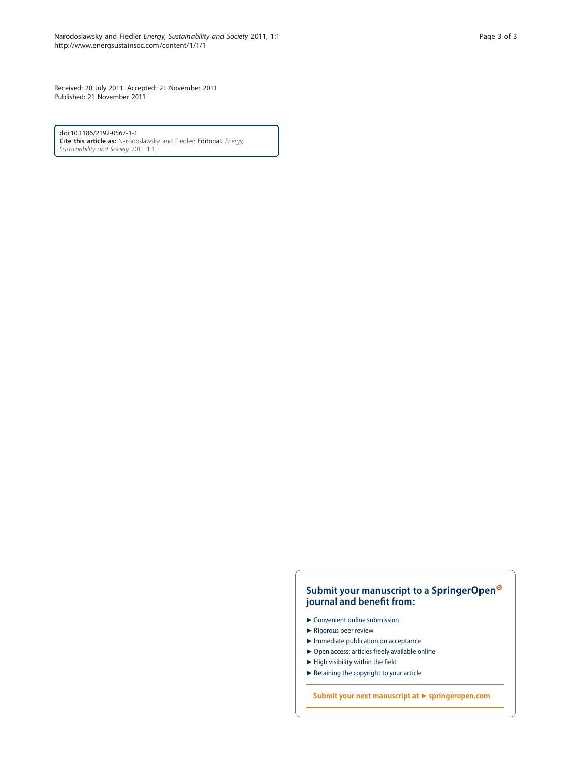Received: 20 July 2011 Accepted: 21 November 2011
Published: 21 November 2011

doi:10.1186/2192-0567-1-1
**Cite this article as:** Narodoslawsky and Fiedler: **Editorial.** *Energy, Sustainability and Society* 2011 **1**:1.

**Submit your manuscript to a SpringerOpen journal and benefit from:**

- ► Convenient online submission
- ► Rigorous peer review
- ► Immediate publication on acceptance
- ► Open access: articles freely available online
- ► High visibility within the field
- ► Retaining the copyright to your article

**Submit your next manuscript at ► springeropen.com**